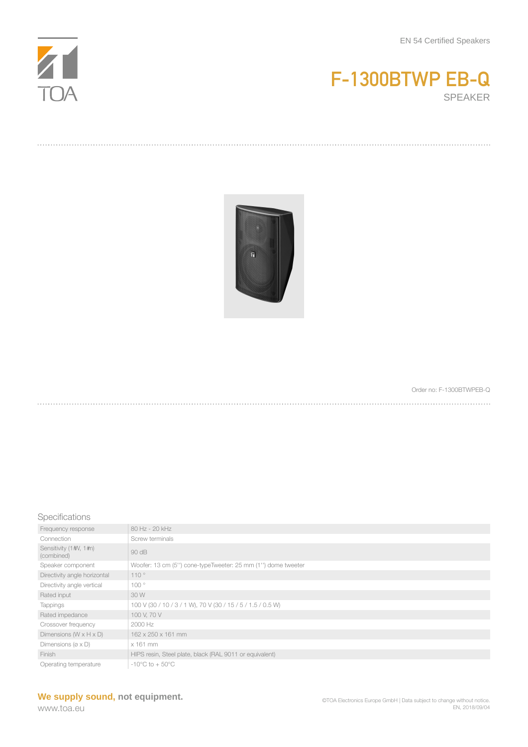EN 54 Certified Speakers

# F-1300BTWP EB-Q

SPEAKER

Order no: F-1300BTWPEB-Q

## Specifications

| | |
|---|---|
| Frequency response | 80 Hz - 20 kHz |
| Connection | Screw terminals |
| Sensitivity (1 W, 1 m) (combined) | 90 dB |
| Speaker component | Woofer: 13 cm (5'') cone-typeTweeter: 25 mm (1'') dome tweeter |
| Directivity angle horizontal | 110 ° |
| Directivity angle vertical | 100 ° |
| Rated input | 30 W |
| Tappings | 100 V (30 / 10 / 3 / 1 W), 70 V (30 / 15 / 5 / 1.5 / 0.5 W) |
| Rated impedance | 100 V, 70 V |
| Crossover frequency | 2000 Hz |
| Dimensions (W x H x D) | 162 x 250 x 161 mm |
| Dimensions (ø x D) | x 161 mm |
| Finish | HIPS resin, Steel plate, black (RAL 9011 or equivalent) |
| Operating temperature | -10°C to + 50°C |

**We supply sound, not equipment.**

www.toa.eu

©TOA Electronics Europe GmbH | Data subject to change without notice.
EN, 2018/09/04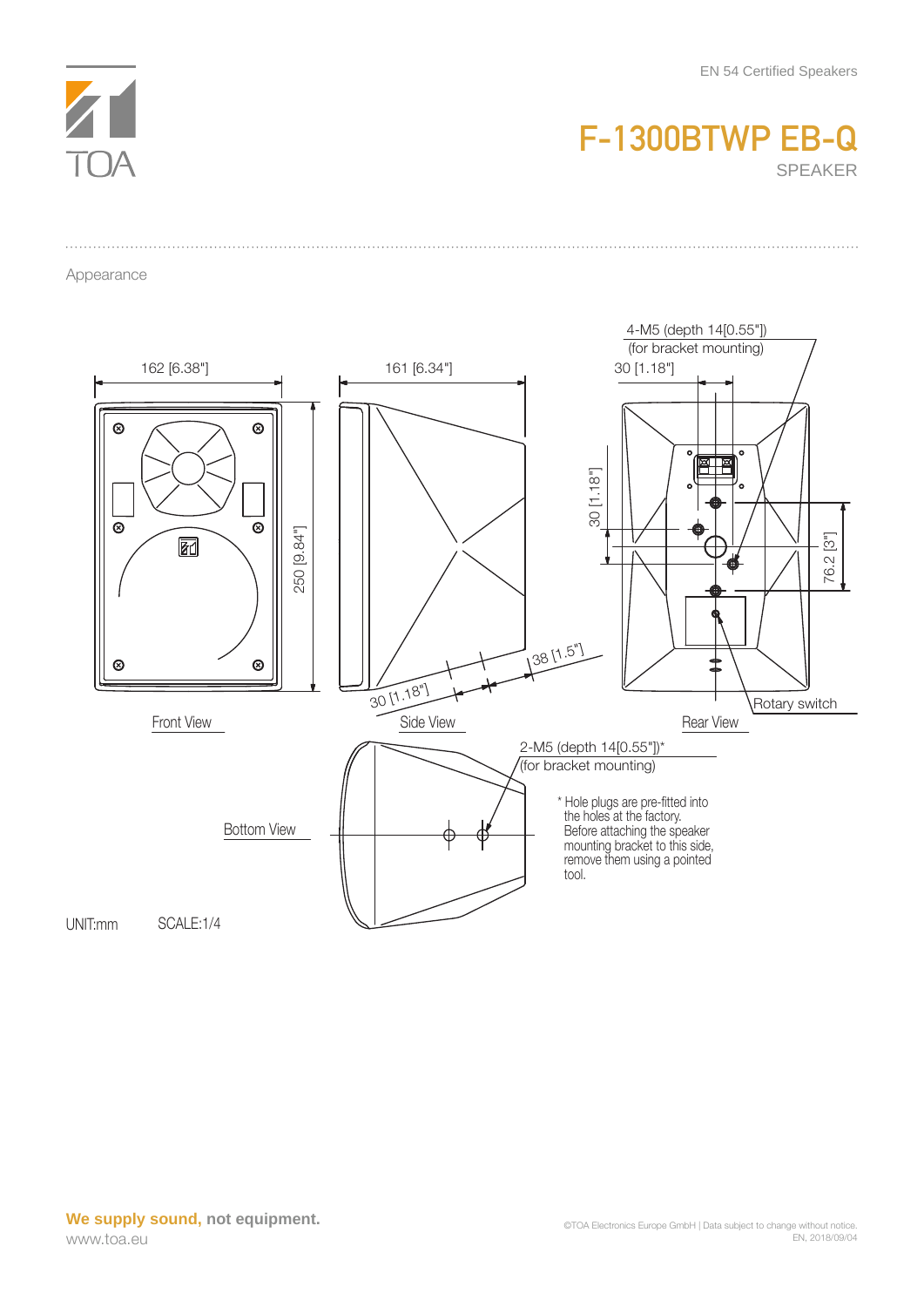EN 54 Certified Speakers

# F-1300BTWP EB-Q

SPEAKER

## Appearance

162 [6.38"]

161 [6.34"]

4-M5 (depth 14[0.55"])
(for bracket mounting)

30 [1.18"]

250 [9.84"]

30 [1.18"]

76.2 [3"]

38 [1.5"]

30 [1.18"]

Front View

Side View

Rear View

Rotary switch

2-M5 (depth 14[0.55"])*
(for bracket mounting)

Bottom View

* Hole plugs are pre-fitted into the holes at the factory. Before attaching the speaker mounting bracket to this side, remove them using a pointed tool.

UNIT:mm SCALE:1/4

**We supply sound, not equipment.**
www.toa.eu

©TOA Electronics Europe GmbH | Data subject to change without notice.
EN, 2018/09/04